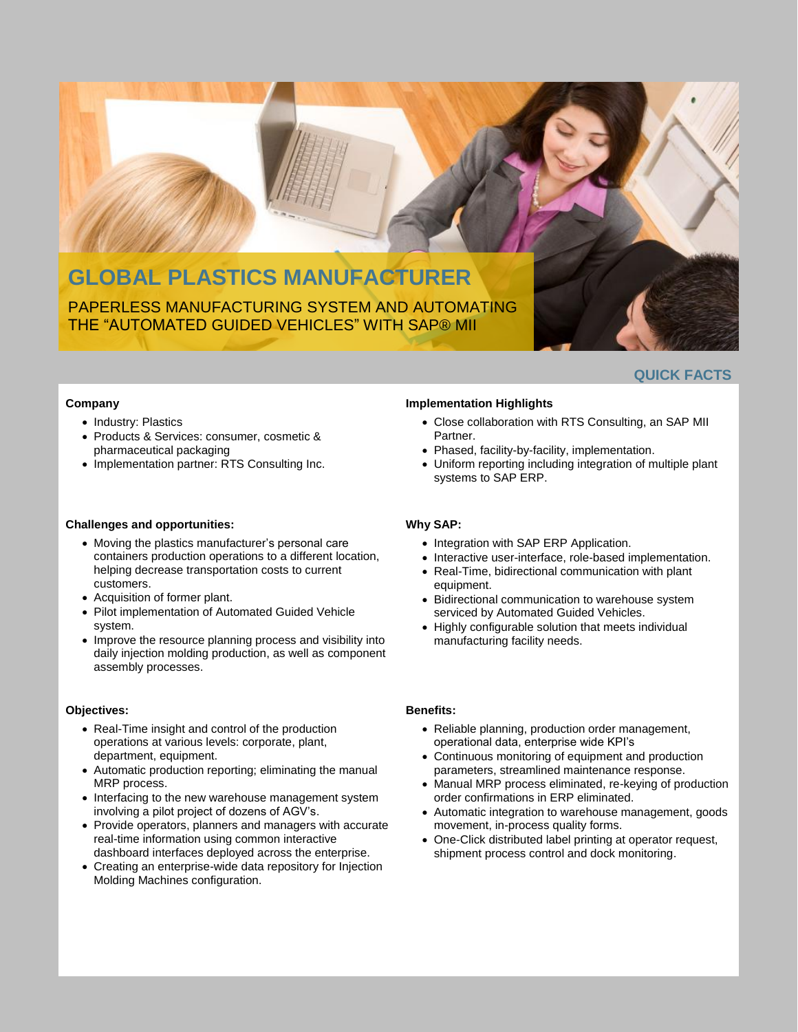# GLOBAL PLASTICS MANUFACTURER

PAPERLESS MANUFACTURING SYSTEM AND AUTOMATING THE "AUTOMATED GUIDED VEHICLES" WITH SAP® MII

## QUICK FACTS

**Company**

- Industry: Plastics
- Products & Services: consumer, cosmetic & pharmaceutical packaging
- Implementation partner: RTS Consulting Inc.

**Challenges and opportunities:**

- Moving the plastics manufacturer's personal care containers production operations to a different location, helping decrease transportation costs to current customers.
- Acquisition of former plant.
- Pilot implementation of Automated Guided Vehicle system.
- Improve the resource planning process and visibility into daily injection molding production, as well as component assembly processes.

**Objectives:**

- Real-Time insight and control of the production operations at various levels: corporate, plant, department, equipment.
- Automatic production reporting; eliminating the manual MRP process.
- Interfacing to the new warehouse management system involving a pilot project of dozens of AGV's.
- Provide operators, planners and managers with accurate real-time information using common interactive dashboard interfaces deployed across the enterprise.
- Creating an enterprise-wide data repository for Injection Molding Machines configuration.

**Implementation Highlights**

- Close collaboration with RTS Consulting, an SAP MII Partner.
- Phased, facility-by-facility, implementation.
- Uniform reporting including integration of multiple plant systems to SAP ERP.

**Why SAP:**

- Integration with SAP ERP Application.
- Interactive user-interface, role-based implementation.
- Real-Time, bidirectional communication with plant equipment.
- Bidirectional communication to warehouse system serviced by Automated Guided Vehicles.
- Highly configurable solution that meets individual manufacturing facility needs.

**Benefits:**

- Reliable planning, production order management, operational data, enterprise wide KPI's
- Continuous monitoring of equipment and production parameters, streamlined maintenance response.
- Manual MRP process eliminated, re-keying of production order confirmations in ERP eliminated.
- Automatic integration to warehouse management, goods movement, in-process quality forms.
- One-Click distributed label printing at operator request, shipment process control and dock monitoring.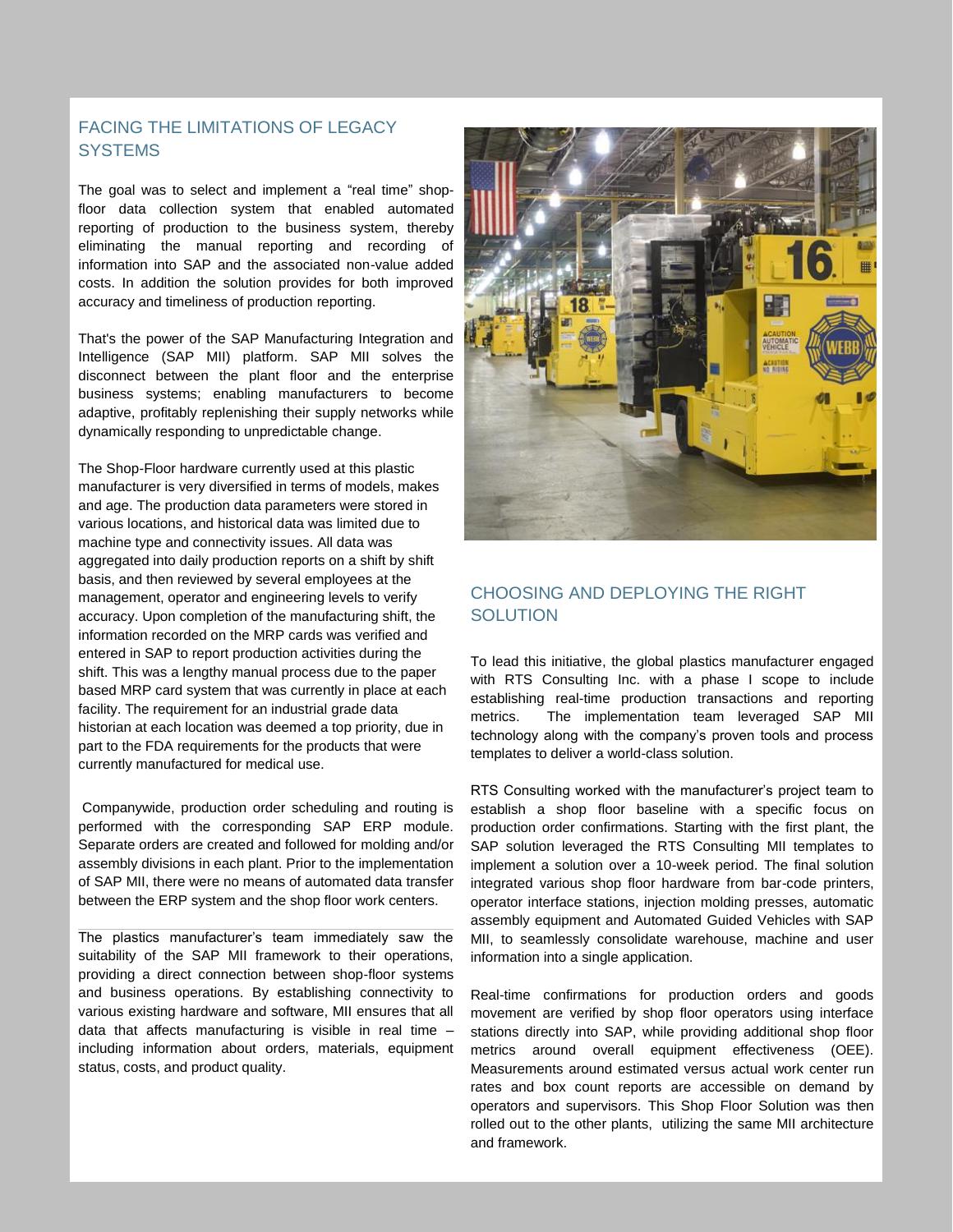## FACING THE LIMITATIONS OF LEGACY SYSTEMS

The goal was to select and implement a "real time" shop-floor data collection system that enabled automated reporting of production to the business system, thereby eliminating the manual reporting and recording of information into SAP and the associated non-value added costs. In addition the solution provides for both improved accuracy and timeliness of production reporting.

That's the power of the SAP Manufacturing Integration and Intelligence (SAP MII) platform. SAP MII solves the disconnect between the plant floor and the enterprise business systems; enabling manufacturers to become adaptive, profitably replenishing their supply networks while dynamically responding to unpredictable change.

The Shop-Floor hardware currently used at this plastic manufacturer is very diversified in terms of models, makes and age. The production data parameters were stored in various locations, and historical data was limited due to machine type and connectivity issues. All data was aggregated into daily production reports on a shift by shift basis, and then reviewed by several employees at the management, operator and engineering levels to verify accuracy. Upon completion of the manufacturing shift, the information recorded on the MRP cards was verified and entered in SAP to report production activities during the shift. This was a lengthy manual process due to the paper based MRP card system that was currently in place at each facility. The requirement for an industrial grade data historian at each location was deemed a top priority, due in part to the FDA requirements for the products that were currently manufactured for medical use.

Companywide, production order scheduling and routing is performed with the corresponding SAP ERP module. Separate orders are created and followed for molding and/or assembly divisions in each plant. Prior to the implementation of SAP MII, there were no means of automated data transfer between the ERP system and the shop floor work centers.

The plastics manufacturer's team immediately saw the suitability of the SAP MII framework to their operations, providing a direct connection between shop-floor systems and business operations. By establishing connectivity to various existing hardware and software, MII ensures that all data that affects manufacturing is visible in real time – including information about orders, materials, equipment status, costs, and product quality.

## CHOOSING AND DEPLOYING THE RIGHT SOLUTION

To lead this initiative, the global plastics manufacturer engaged with RTS Consulting Inc. with a phase I scope to include establishing real-time production transactions and reporting metrics. The implementation team leveraged SAP MII technology along with the company's proven tools and process templates to deliver a world-class solution.

RTS Consulting worked with the manufacturer's project team to establish a shop floor baseline with a specific focus on production order confirmations. Starting with the first plant, the SAP solution leveraged the RTS Consulting MII templates to implement a solution over a 10-week period. The final solution integrated various shop floor hardware from bar-code printers, operator interface stations, injection molding presses, automatic assembly equipment and Automated Guided Vehicles with SAP MII, to seamlessly consolidate warehouse, machine and user information into a single application.

Real-time confirmations for production orders and goods movement are verified by shop floor operators using interface stations directly into SAP, while providing additional shop floor metrics around overall equipment effectiveness (OEE). Measurements around estimated versus actual work center run rates and box count reports are accessible on demand by operators and supervisors. This Shop Floor Solution was then rolled out to the other plants, utilizing the same MII architecture and framework.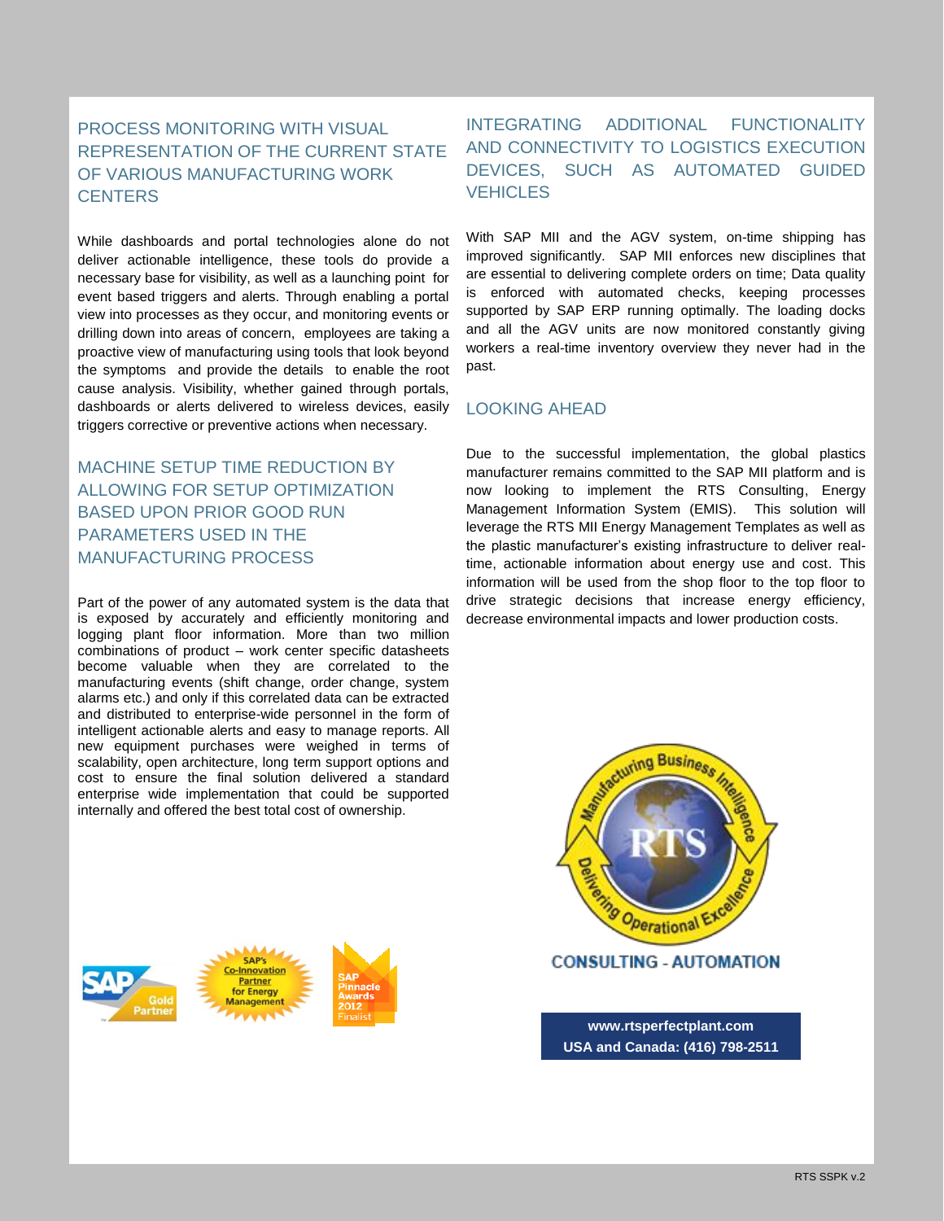## PROCESS MONITORING WITH VISUAL REPRESENTATION OF THE CURRENT STATE OF VARIOUS MANUFACTURING WORK CENTERS

While dashboards and portal technologies alone do not deliver actionable intelligence, these tools do provide a necessary base for visibility, as well as a launching point for event based triggers and alerts. Through enabling a portal view into processes as they occur, and monitoring events or drilling down into areas of concern, employees are taking a proactive view of manufacturing using tools that look beyond the symptoms and provide the details to enable the root cause analysis. Visibility, whether gained through portals, dashboards or alerts delivered to wireless devices, easily triggers corrective or preventive actions when necessary.

## MACHINE SETUP TIME REDUCTION BY ALLOWING FOR SETUP OPTIMIZATION BASED UPON PRIOR GOOD RUN PARAMETERS USED IN THE MANUFACTURING PROCESS

Part of the power of any automated system is the data that is exposed by accurately and efficiently monitoring and logging plant floor information. More than two million combinations of product – work center specific datasheets become valuable when they are correlated to the manufacturing events (shift change, order change, system alarms etc.) and only if this correlated data can be extracted and distributed to enterprise-wide personnel in the form of intelligent actionable alerts and easy to manage reports. All new equipment purchases were weighed in terms of scalability, open architecture, long term support options and cost to ensure the final solution delivered a standard enterprise wide implementation that could be supported internally and offered the best total cost of ownership.

## INTEGRATING ADDITIONAL FUNCTIONALITY AND CONNECTIVITY TO LOGISTICS EXECUTION DEVICES, SUCH AS AUTOMATED GUIDED VEHICLES

With SAP MII and the AGV system, on-time shipping has improved significantly. SAP MII enforces new disciplines that are essential to delivering complete orders on time; Data quality is enforced with automated checks, keeping processes supported by SAP ERP running optimally. The loading docks and all the AGV units are now monitored constantly giving workers a real-time inventory overview they never had in the past.

## LOOKING AHEAD

Due to the successful implementation, the global plastics manufacturer remains committed to the SAP MII platform and is now looking to implement the RTS Consulting, Energy Management Information System (EMIS). This solution will leverage the RTS MII Energy Management Templates as well as the plastic manufacturer's existing infrastructure to deliver real-time, actionable information about energy use and cost. This information will be used from the shop floor to the top floor to drive strategic decisions that increase energy efficiency, decrease environmental impacts and lower production costs.

SAP Gold Partner

SAP's Co-Innovation Partner for Energy Management

SAP Pinnacle Awards 2012 Finalist

RTS — Manufacturing Business Intelligence — Delivering Operational Excellence

CONSULTING - AUTOMATION

**www.rtsperfectplant.com**
**USA and Canada: (416) 798-2511**

RTS SSPK v.2